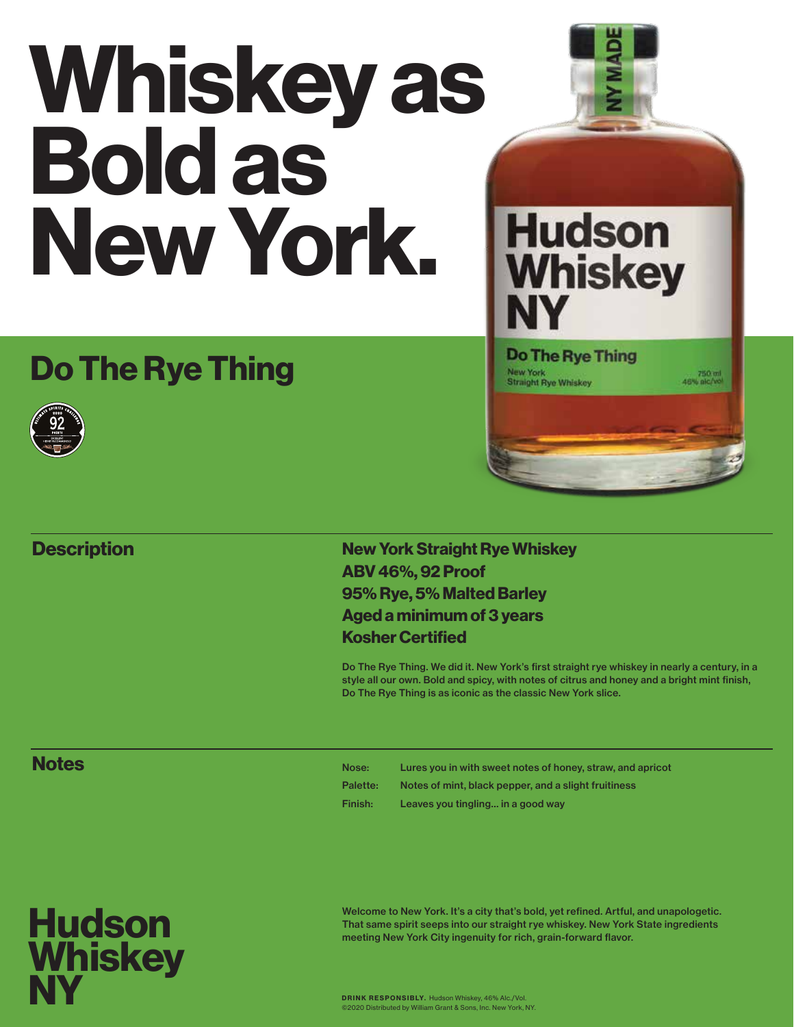# Whiskey as Bold as New York.

## Do The Rye Thing

### Description

**New York Straight Rye Whiskey**
**ABV 46%, 92 Proof**
**95% Rye, 5% Malted Barley**
**Aged a minimum of 3 years**
**Kosher Certified**

Do The Rye Thing. We did it. New York's first straight rye whiskey in nearly a century, in a style all our own. Bold and spicy, with notes of citrus and honey and a bright mint finish, Do The Rye Thing is as iconic as the classic New York slice.

### Notes

| | |
|---|---|
| Nose: | Lures you in with sweet notes of honey, straw, and apricot |
| Palette: | Notes of mint, black pepper, and a slight fruitiness |
| Finish: | Leaves you tingling... in a good way |

**Hudson Whiskey NY**

Welcome to New York. It's a city that's bold, yet refined. Artful, and unapologetic. That same spirit seeps into our straight rye whiskey. New York State ingredients meeting New York City ingenuity for rich, grain-forward flavor.

**DRINK RESPONSIBLY.** Hudson Whiskey, 46% Alc./Vol.
©2020 Distributed by William Grant & Sons, Inc. New York, NY.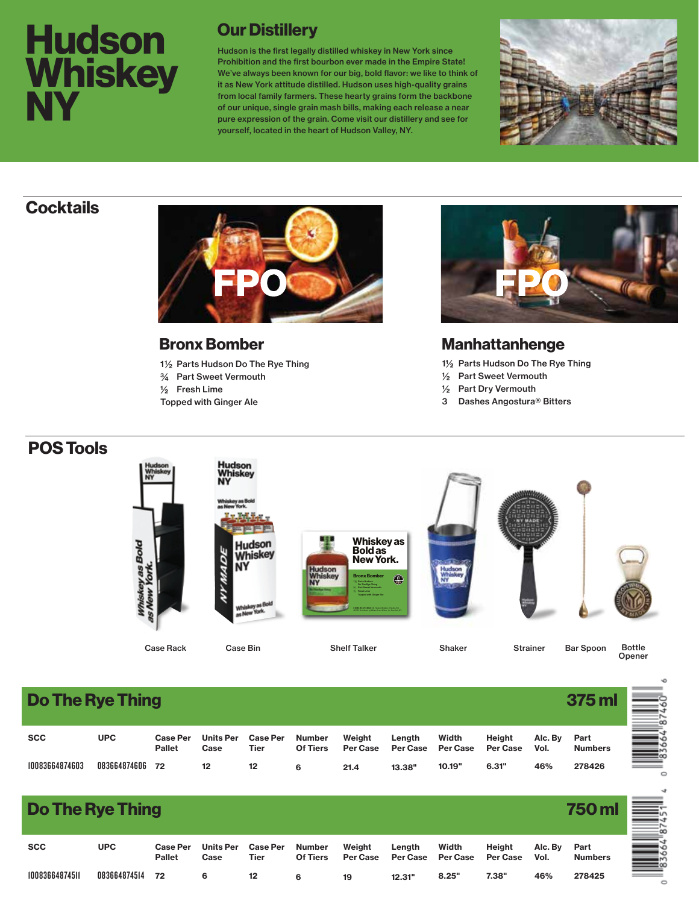# Hudson Whiskey NY

## Our Distillery

Hudson is the first legally distilled whiskey in New York since Prohibition and the first bourbon ever made in the Empire State! We've always been known for our big, bold flavor: we like to think of it as New York attitude distilled. Hudson uses high-quality grains from local family farmers. These hearty grains form the backbone of our unique, single grain mash bills, making each release a near pure expression of the grain. Come visit our distillery and see for yourself, located in the heart of Hudson Valley, NY.

## Cocktails

FPO

### Bronx Bomber

1½ Parts Hudson Do The Rye Thing
¾ Part Sweet Vermouth
½ Fresh Lime
Topped with Ginger Ale

FPO

### Manhattanhenge

1½ Parts Hudson Do The Rye Thing
½ Part Sweet Vermouth
½ Part Dry Vermouth
3 Dashes Angostura® Bitters

## POS Tools

Case Rack

Case Bin

Shelf Talker

Shaker

Strainer

Bar Spoon

Bottle Opener

## Do The Rye Thing — 375 ml

| SCC | UPC | Case Per Pallet | Units Per Case | Case Per Tier | Number Of Tiers | Weight Per Case | Length Per Case | Width Per Case | Height Per Case | Alc. By Vol. | Part Numbers |
|---|---|---|---|---|---|---|---|---|---|---|---|
| 10083664874603 | 083664874606 | 72 | 12 | 12 | 6 | 21.4 | 13.38" | 10.19" | 6.31" | 46% | 278426 |

0 83664 87460 6

## Do The Rye Thing — 750 ml

| SCC | UPC | Case Per Pallet | Units Per Case | Case Per Tier | Number Of Tiers | Weight Per Case | Length Per Case | Width Per Case | Height Per Case | Alc. By Vol. | Part Numbers |
|---|---|---|---|---|---|---|---|---|---|---|---|
| 10083664874511 | 083664874514 | 72 | 6 | 12 | 6 | 19 | 12.31" | 8.25" | 7.38" | 46% | 278425 |

0 83664 87451 4